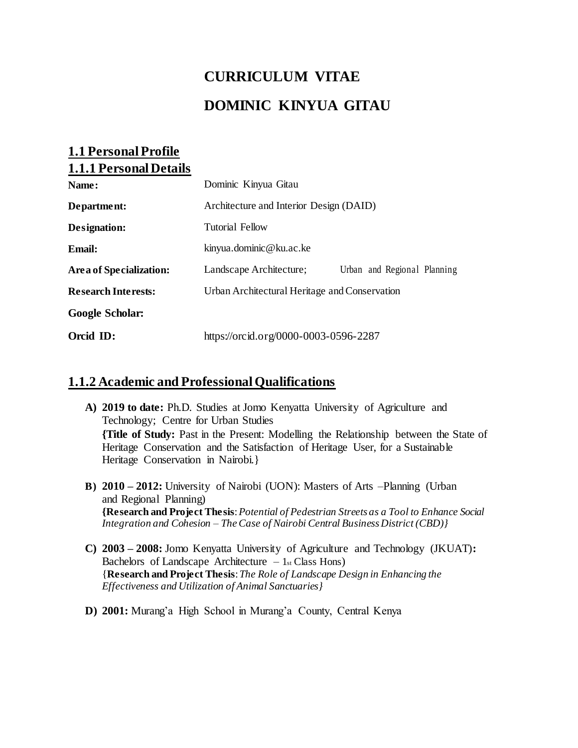# CURRICULUM VITAE

# DOMINIC KINYUA GITAU

## 1.1 Personal Profile

### 1.1.1 Personal Details

| | |
|---|---|
| **Name:** | Dominic Kinyua Gitau |
| **Department:** | Architecture and Interior Design (DAID) |
| **Designation:** | Tutorial Fellow |
| **Email:** | kinyua.dominic@ku.ac.ke |
| **Area of Specialization:** | Landscape Architecture; Urban and Regional Planning |
| **Research Interests:** | Urban Architectural Heritage and Conservation |
| **Google Scholar:** | |
| **Orcid ID:** | https://orcid.org/0000-0003-0596-2287 |

### 1.1.2 Academic and Professional Qualifications

A) **2019 to date:** Ph.D. Studies at Jomo Kenyatta University of Agriculture and Technology; Centre for Urban Studies
**{Title of Study:** Past in the Present: Modelling the Relationship between the State of Heritage Conservation and the Satisfaction of Heritage User, for a Sustainable Heritage Conservation in Nairobi.}

B) **2010 – 2012:** University of Nairobi (UON): Masters of Arts –Planning (Urban and Regional Planning)
**{Research and Project Thesis**: *Potential of Pedestrian Streets as a Tool to Enhance Social Integration and Cohesion – The Case of Nairobi Central Business District (CBD)}*

C) **2003 – 2008:** Jomo Kenyatta University of Agriculture and Technology (JKUAT)**:** Bachelors of Landscape Architecture – 1st Class Hons)
{**Research and Project Thesis**: *The Role of Landscape Design in Enhancing the Effectiveness and Utilization of Animal Sanctuaries}*

D) **2001:** Murang'a High School in Murang'a County, Central Kenya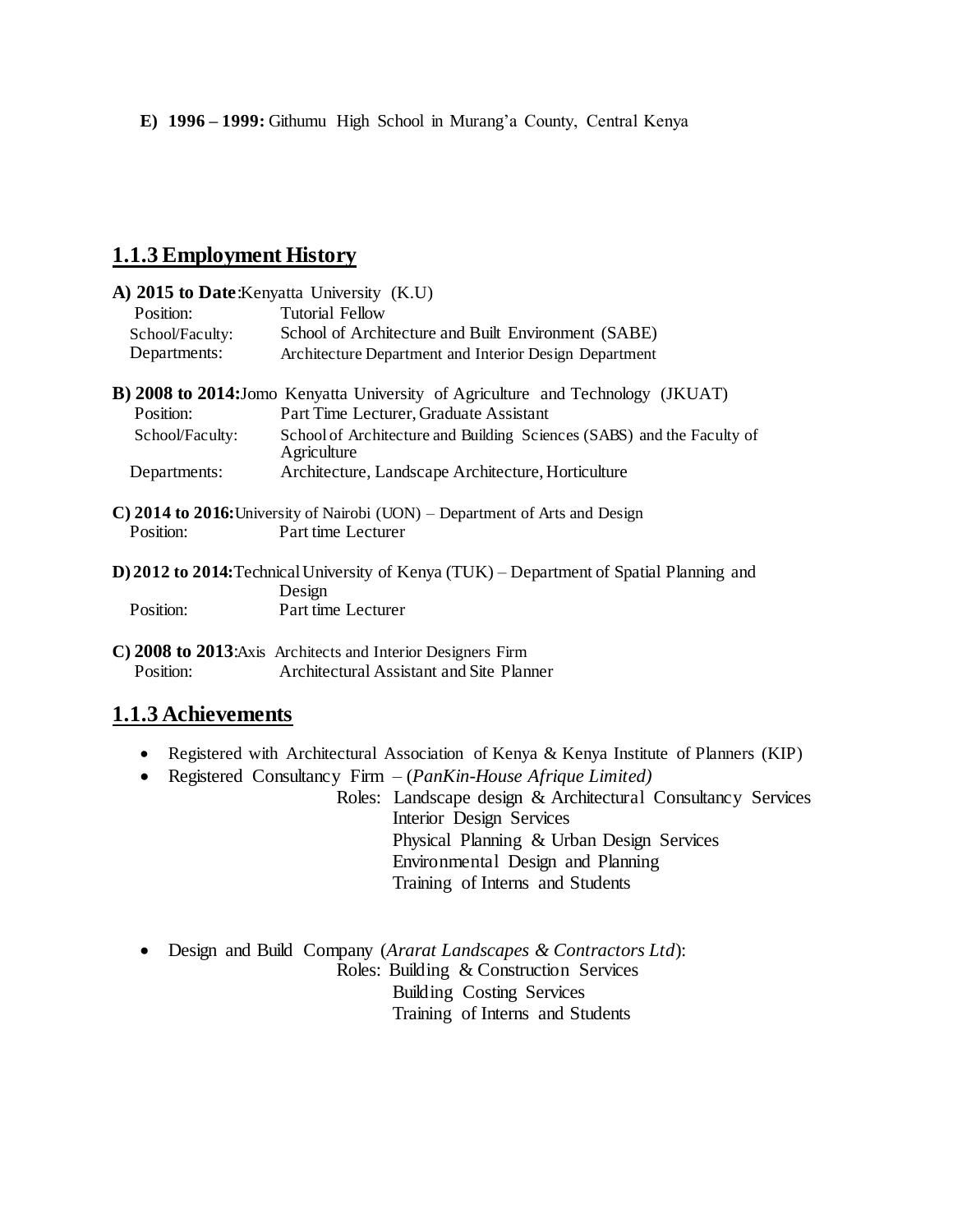**E) 1996 – 1999:** Githumu High School in Murang'a County, Central Kenya

## 1.1.3 Employment History

**A) 2015 to Date**:Kenyatta University (K.U)

Position: Tutorial Fellow
School/Faculty: School of Architecture and Built Environment (SABE)
Departments: Architecture Department and Interior Design Department

**B) 2008 to 2014:**Jomo Kenyatta University of Agriculture and Technology (JKUAT)

Position: Part Time Lecturer, Graduate Assistant
School/Faculty: School of Architecture and Building Sciences (SABS) and the Faculty of Agriculture
Departments: Architecture, Landscape Architecture, Horticulture

**C) 2014 to 2016:**University of Nairobi (UON) – Department of Arts and Design

Position: Part time Lecturer

**D) 2012 to 2014:**Technical University of Kenya (TUK) – Department of Spatial Planning and Design

Position: Part time Lecturer

**C) 2008 to 2013**:Axis Architects and Interior Designers Firm

Position: Architectural Assistant and Site Planner

## 1.1.3 Achievements

- Registered with Architectural Association of Kenya & Kenya Institute of Planners (KIP)
- Registered Consultancy Firm – (*PanKin-House Afrique Limited)*

  Roles: Landscape design & Architectural Consultancy Services
  Interior Design Services
  Physical Planning & Urban Design Services
  Environmental Design and Planning
  Training of Interns and Students

- Design and Build Company (*Ararat Landscapes & Contractors Ltd*):

  Roles: Building & Construction Services
  Building Costing Services
  Training of Interns and Students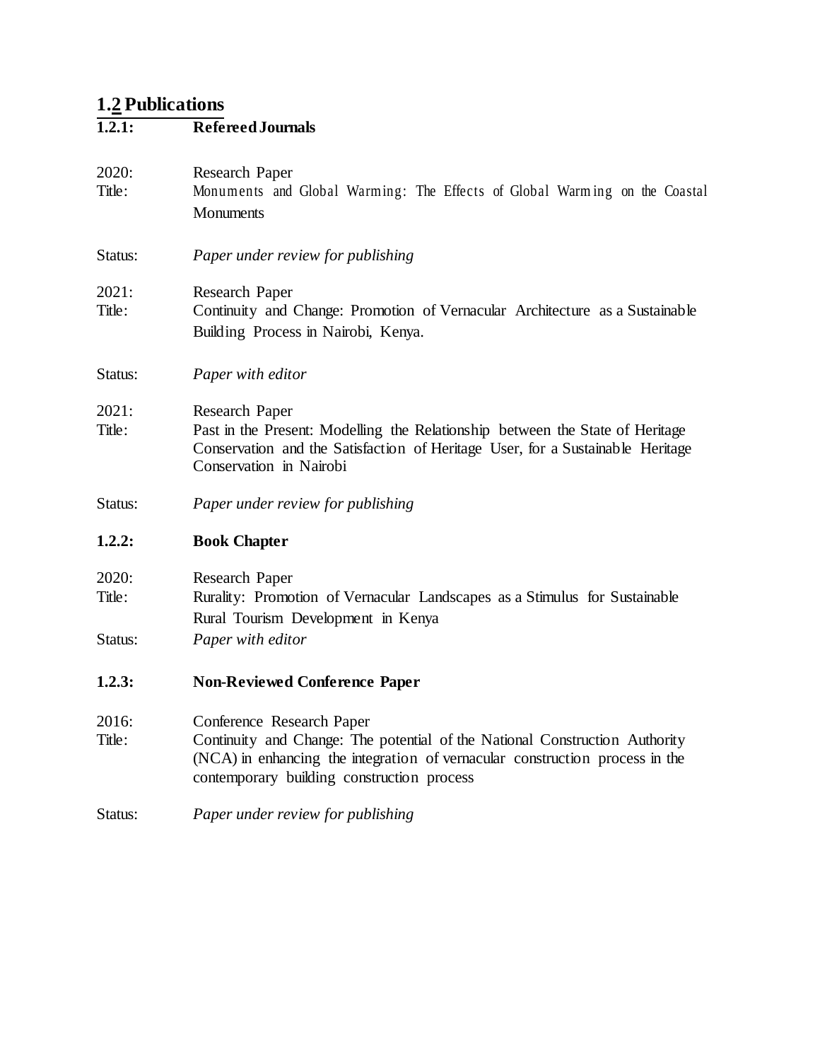## 1.2 Publications

### 1.2.1: Refereed Journals

2020: Research Paper
Title: Monuments and Global Warming: The Effects of Global Warming on the Coastal Monuments

Status: *Paper under review for publishing*

2021: Research Paper
Title: Continuity and Change: Promotion of Vernacular Architecture as a Sustainable Building Process in Nairobi, Kenya.

Status: *Paper with editor*

2021: Research Paper
Title: Past in the Present: Modelling the Relationship between the State of Heritage Conservation and the Satisfaction of Heritage User, for a Sustainable Heritage Conservation in Nairobi

Status: *Paper under review for publishing*

### 1.2.2: Book Chapter

2020: Research Paper
Title: Rurality: Promotion of Vernacular Landscapes as a Stimulus for Sustainable Rural Tourism Development in Kenya
Status: *Paper with editor*

### 1.2.3: Non-Reviewed Conference Paper

2016: Conference Research Paper
Title: Continuity and Change: The potential of the National Construction Authority (NCA) in enhancing the integration of vernacular construction process in the contemporary building construction process

Status: *Paper under review for publishing*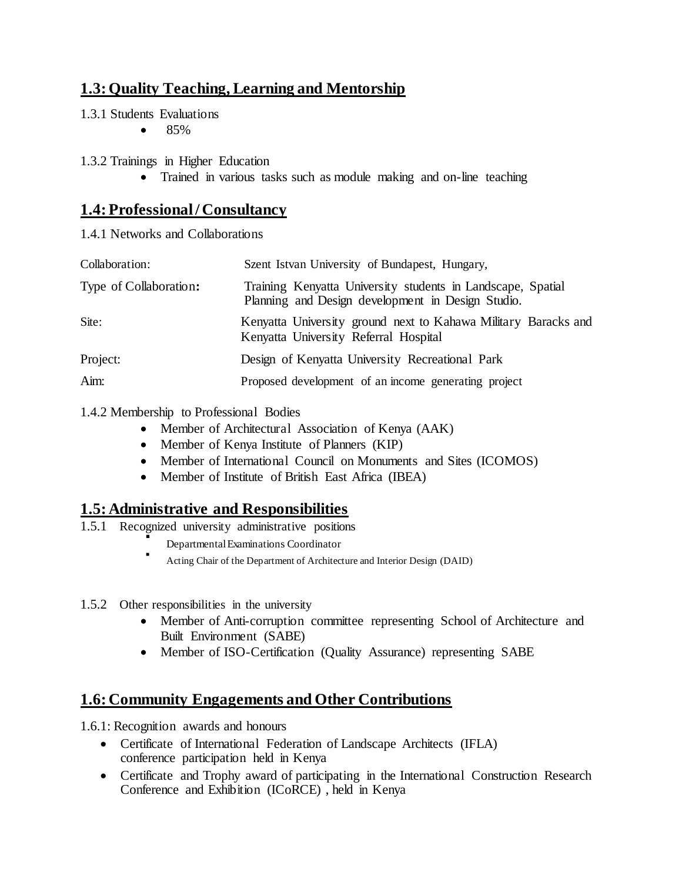## 1.3: Quality Teaching, Learning and Mentorship

1.3.1 Students Evaluations

- 85%

1.3.2 Trainings in Higher Education

- Trained in various tasks such as module making and on-line teaching

## 1.4: Professional / Consultancy

1.4.1 Networks and Collaborations

| | |
|---|---|
| Collaboration: | Szent Istvan University of Bundapest, Hungary, |
| Type of Collaboration**:** | Training Kenyatta University students in Landscape, Spatial Planning and Design development in Design Studio. |
| Site: | Kenyatta University ground next to Kahawa Military Baracks and Kenyatta University Referral Hospital |
| Project: | Design of Kenyatta University Recreational Park |
| Aim: | Proposed development of an income generating project |

1.4.2 Membership to Professional Bodies

- Member of Architectural Association of Kenya (AAK)
- Member of Kenya Institute of Planners (KIP)
- Member of International Council on Monuments and Sites (ICOMOS)
- Member of Institute of British East Africa (IBEA)

## 1.5: Administrative and Responsibilities

1.5.1 Recognized university administrative positions

- Departmental Examinations Coordinator
- Acting Chair of the Department of Architecture and Interior Design (DAID)

1.5.2 Other responsibilities in the university

- Member of Anti-corruption committee representing School of Architecture and Built Environment (SABE)
- Member of ISO-Certification (Quality Assurance) representing SABE

## 1.6: Community Engagements and Other Contributions

1.6.1: Recognition awards and honours

- Certificate of International Federation of Landscape Architects (IFLA) conference participation held in Kenya
- Certificate and Trophy award of participating in the International Construction Research Conference and Exhibition (ICoRCE) , held in Kenya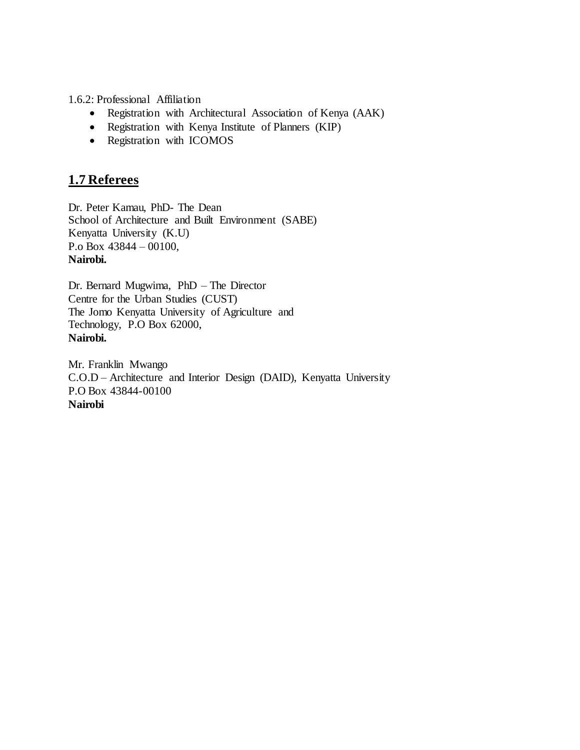1.6.2: Professional Affiliation

- Registration with Architectural Association of Kenya (AAK)
- Registration with Kenya Institute of Planners (KIP)
- Registration with ICOMOS

## 1.7 Referees

Dr. Peter Kamau, PhD- The Dean
School of Architecture and Built Environment (SABE)
Kenyatta University (K.U)
P.o Box 43844 – 00100,
**Nairobi.**

Dr. Bernard Mugwima, PhD – The Director
Centre for the Urban Studies (CUST)
The Jomo Kenyatta University of Agriculture and
Technology, P.O Box 62000,
**Nairobi.**

Mr. Franklin Mwango
C.O.D – Architecture and Interior Design (DAID), Kenyatta University
P.O Box 43844-00100
**Nairobi**